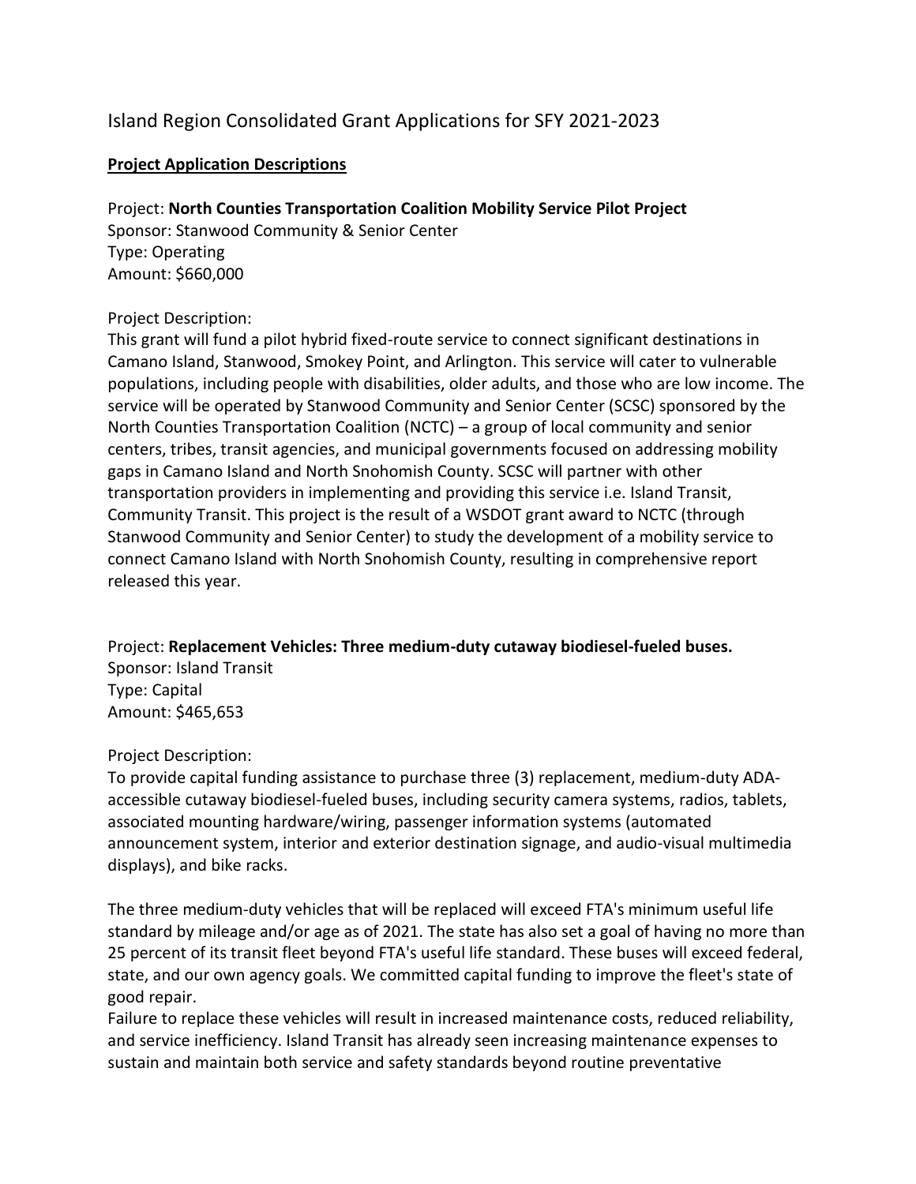# Island Region Consolidated Grant Applications for SFY 2021-2023

**Project Application Descriptions**

Project: **North Counties Transportation Coalition Mobility Service Pilot Project**
Sponsor: Stanwood Community & Senior Center
Type: Operating
Amount: $660,000

Project Description:
This grant will fund a pilot hybrid fixed-route service to connect significant destinations in Camano Island, Stanwood, Smokey Point, and Arlington. This service will cater to vulnerable populations, including people with disabilities, older adults, and those who are low income. The service will be operated by Stanwood Community and Senior Center (SCSC) sponsored by the North Counties Transportation Coalition (NCTC) – a group of local community and senior centers, tribes, transit agencies, and municipal governments focused on addressing mobility gaps in Camano Island and North Snohomish County. SCSC will partner with other transportation providers in implementing and providing this service i.e. Island Transit, Community Transit. This project is the result of a WSDOT grant award to NCTC (through Stanwood Community and Senior Center) to study the development of a mobility service to connect Camano Island with North Snohomish County, resulting in comprehensive report released this year.

Project: **Replacement Vehicles: Three medium-duty cutaway biodiesel-fueled buses.**
Sponsor: Island Transit
Type: Capital
Amount: $465,653

Project Description:
To provide capital funding assistance to purchase three (3) replacement, medium-duty ADA-accessible cutaway biodiesel-fueled buses, including security camera systems, radios, tablets, associated mounting hardware/wiring, passenger information systems (automated announcement system, interior and exterior destination signage, and audio-visual multimedia displays), and bike racks.

The three medium-duty vehicles that will be replaced will exceed FTA's minimum useful life standard by mileage and/or age as of 2021. The state has also set a goal of having no more than 25 percent of its transit fleet beyond FTA's useful life standard. These buses will exceed federal, state, and our own agency goals. We committed capital funding to improve the fleet's state of good repair.
Failure to replace these vehicles will result in increased maintenance costs, reduced reliability, and service inefficiency. Island Transit has already seen increasing maintenance expenses to sustain and maintain both service and safety standards beyond routine preventative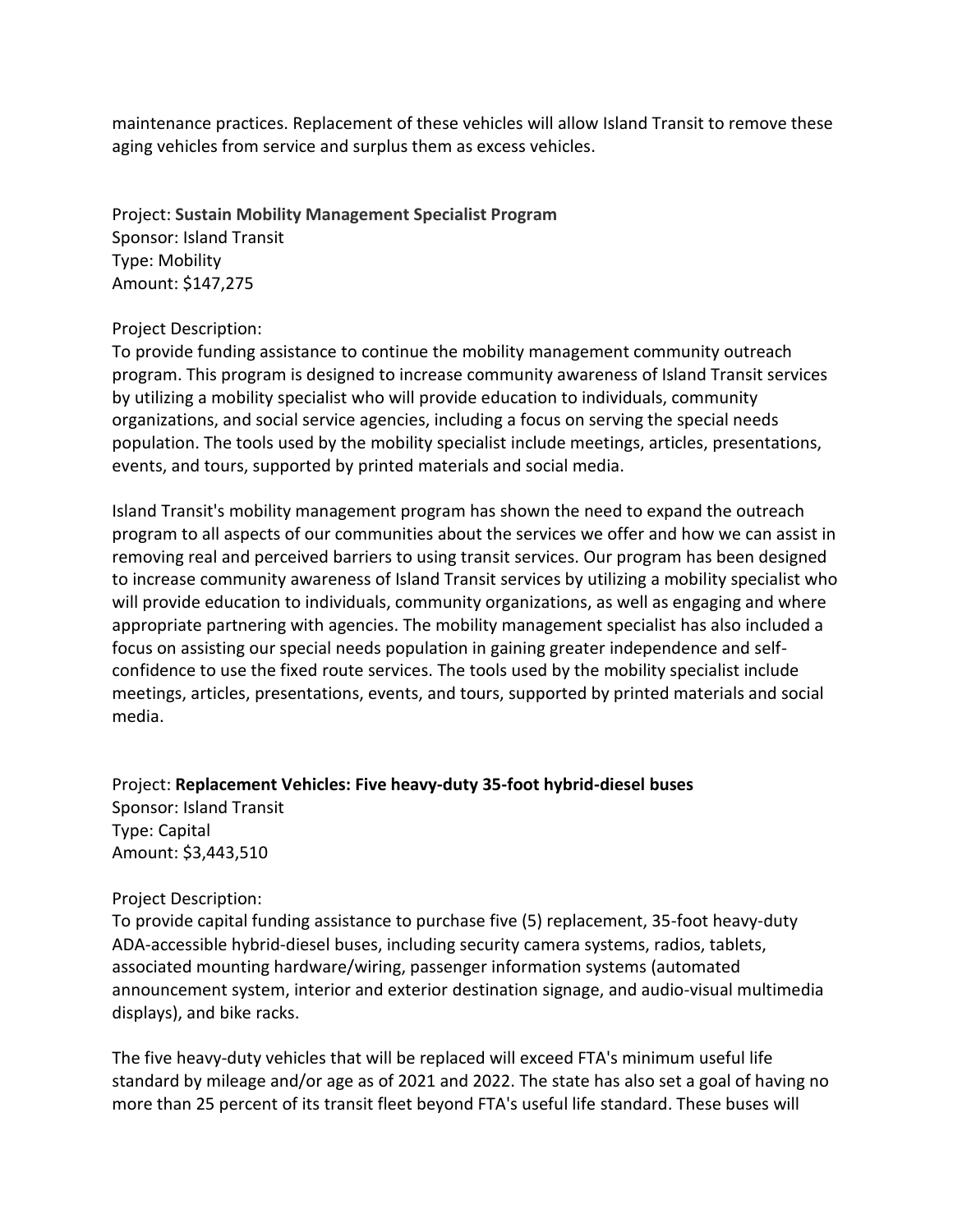maintenance practices. Replacement of these vehicles will allow Island Transit to remove these aging vehicles from service and surplus them as excess vehicles.

Project: **Sustain Mobility Management Specialist Program**
Sponsor: Island Transit
Type: Mobility
Amount: $147,275

Project Description:
To provide funding assistance to continue the mobility management community outreach program. This program is designed to increase community awareness of Island Transit services by utilizing a mobility specialist who will provide education to individuals, community organizations, and social service agencies, including a focus on serving the special needs population. The tools used by the mobility specialist include meetings, articles, presentations, events, and tours, supported by printed materials and social media.

Island Transit's mobility management program has shown the need to expand the outreach program to all aspects of our communities about the services we offer and how we can assist in removing real and perceived barriers to using transit services. Our program has been designed to increase community awareness of Island Transit services by utilizing a mobility specialist who will provide education to individuals, community organizations, as well as engaging and where appropriate partnering with agencies. The mobility management specialist has also included a focus on assisting our special needs population in gaining greater independence and self-confidence to use the fixed route services. The tools used by the mobility specialist include meetings, articles, presentations, events, and tours, supported by printed materials and social media.

Project: **Replacement Vehicles: Five heavy-duty 35-foot hybrid-diesel buses**
Sponsor: Island Transit
Type: Capital
Amount: $3,443,510

Project Description:
To provide capital funding assistance to purchase five (5) replacement, 35-foot heavy-duty ADA-accessible hybrid-diesel buses, including security camera systems, radios, tablets, associated mounting hardware/wiring, passenger information systems (automated announcement system, interior and exterior destination signage, and audio-visual multimedia displays), and bike racks.

The five heavy-duty vehicles that will be replaced will exceed FTA's minimum useful life standard by mileage and/or age as of 2021 and 2022. The state has also set a goal of having no more than 25 percent of its transit fleet beyond FTA's useful life standard. These buses will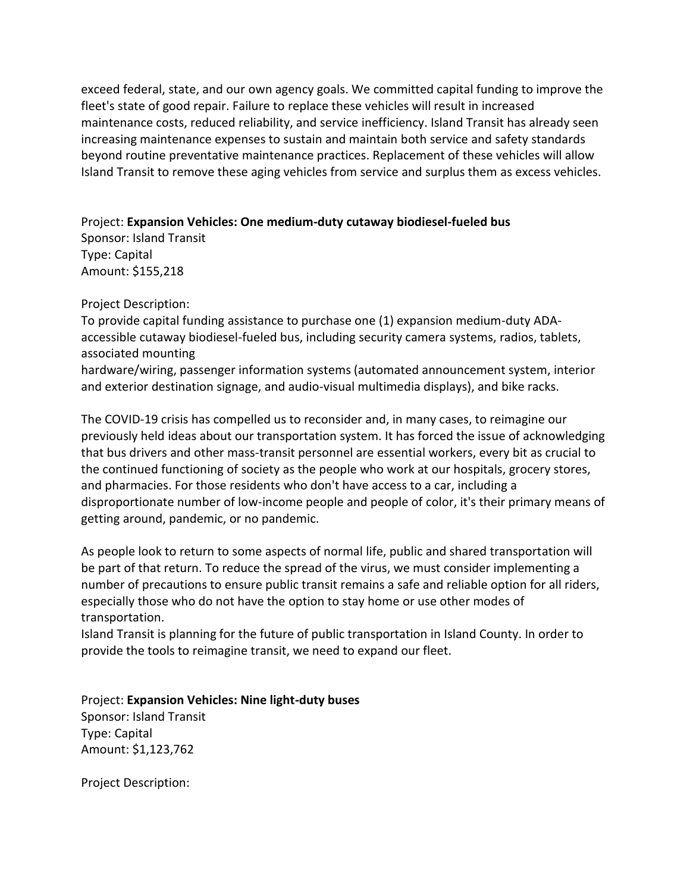exceed federal, state, and our own agency goals. We committed capital funding to improve the fleet's state of good repair. Failure to replace these vehicles will result in increased maintenance costs, reduced reliability, and service inefficiency. Island Transit has already seen increasing maintenance expenses to sustain and maintain both service and safety standards beyond routine preventative maintenance practices. Replacement of these vehicles will allow Island Transit to remove these aging vehicles from service and surplus them as excess vehicles.

Project: **Expansion Vehicles: One medium-duty cutaway biodiesel-fueled bus**
Sponsor: Island Transit
Type: Capital
Amount: $155,218

Project Description:
To provide capital funding assistance to purchase one (1) expansion medium-duty ADA-accessible cutaway biodiesel-fueled bus, including security camera systems, radios, tablets, associated mounting hardware/wiring, passenger information systems (automated announcement system, interior and exterior destination signage, and audio-visual multimedia displays), and bike racks.

The COVID-19 crisis has compelled us to reconsider and, in many cases, to reimagine our previously held ideas about our transportation system. It has forced the issue of acknowledging that bus drivers and other mass-transit personnel are essential workers, every bit as crucial to the continued functioning of society as the people who work at our hospitals, grocery stores, and pharmacies. For those residents who don't have access to a car, including a disproportionate number of low-income people and people of color, it's their primary means of getting around, pandemic, or no pandemic.

As people look to return to some aspects of normal life, public and shared transportation will be part of that return. To reduce the spread of the virus, we must consider implementing a number of precautions to ensure public transit remains a safe and reliable option for all riders, especially those who do not have the option to stay home or use other modes of transportation.
Island Transit is planning for the future of public transportation in Island County. In order to provide the tools to reimagine transit, we need to expand our fleet.

Project: **Expansion Vehicles: Nine light-duty buses**
Sponsor: Island Transit
Type: Capital
Amount: $1,123,762

Project Description: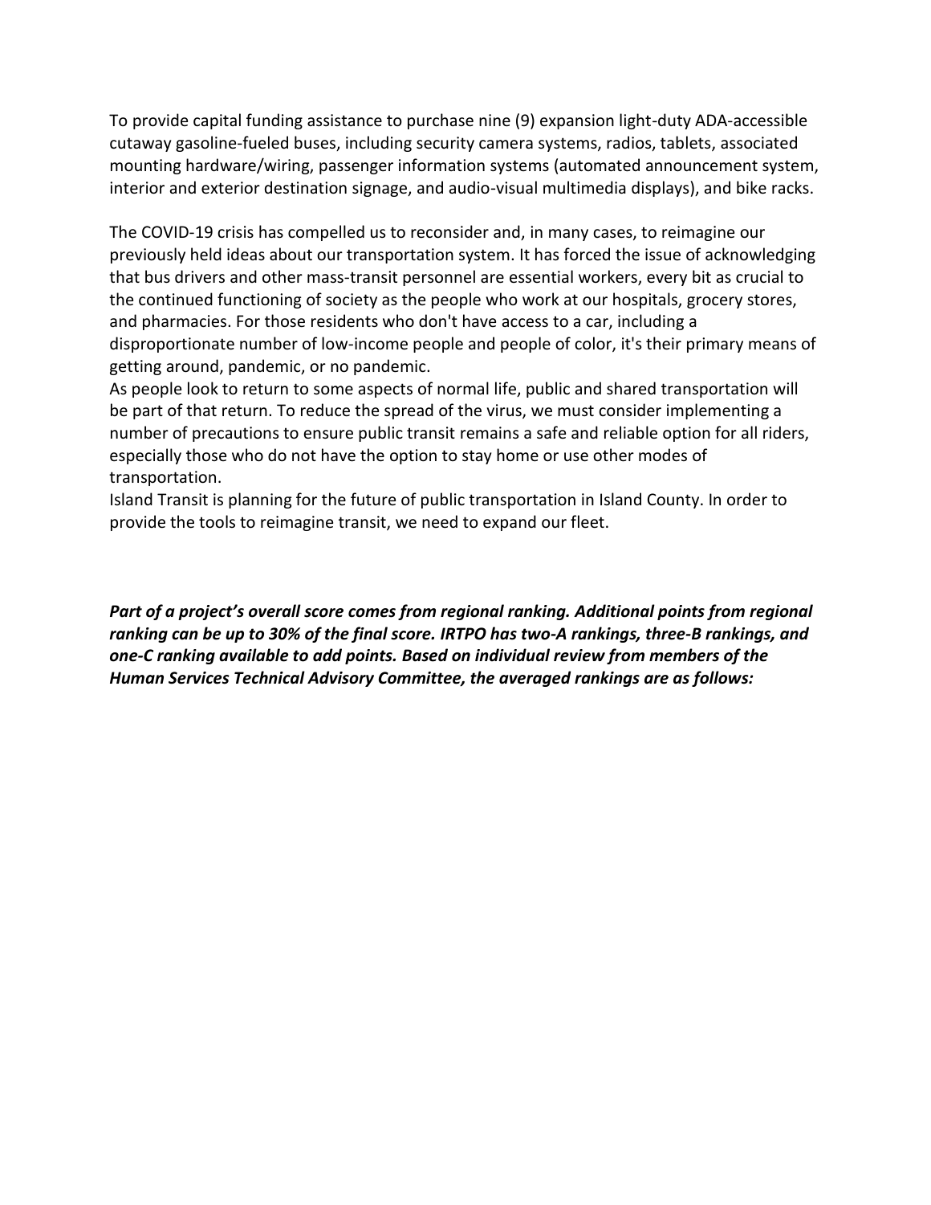To provide capital funding assistance to purchase nine (9) expansion light-duty ADA-accessible cutaway gasoline-fueled buses, including security camera systems, radios, tablets, associated mounting hardware/wiring, passenger information systems (automated announcement system, interior and exterior destination signage, and audio-visual multimedia displays), and bike racks.

The COVID-19 crisis has compelled us to reconsider and, in many cases, to reimagine our previously held ideas about our transportation system. It has forced the issue of acknowledging that bus drivers and other mass-transit personnel are essential workers, every bit as crucial to the continued functioning of society as the people who work at our hospitals, grocery stores, and pharmacies. For those residents who don't have access to a car, including a disproportionate number of low-income people and people of color, it's their primary means of getting around, pandemic, or no pandemic.
As people look to return to some aspects of normal life, public and shared transportation will be part of that return. To reduce the spread of the virus, we must consider implementing a number of precautions to ensure public transit remains a safe and reliable option for all riders, especially those who do not have the option to stay home or use other modes of transportation.
Island Transit is planning for the future of public transportation in Island County. In order to provide the tools to reimagine transit, we need to expand our fleet.

***Part of a project's overall score comes from regional ranking. Additional points from regional ranking can be up to 30% of the final score. IRTPO has two-A rankings, three-B rankings, and one-C ranking available to add points. Based on individual review from members of the Human Services Technical Advisory Committee, the averaged rankings are as follows:***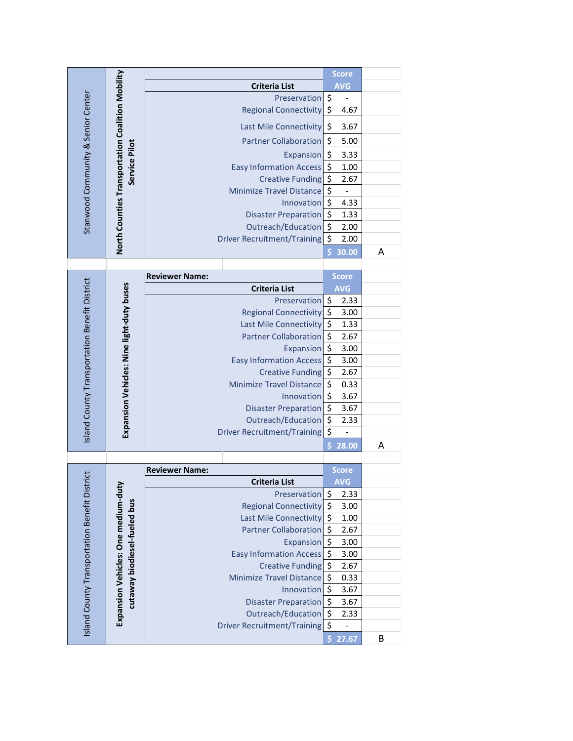| Stanwood Community & Senior Center | North Counties Transportation Coalition Mobility Service Pilot | | |
|---|---|---|---|
| | | Criteria List | Score AVG |
| | | Preservation | $ - |
| | | Regional Connectivity | $ 4.67 |
| | | Last Mile Connectivity | $ 3.67 |
| | | Partner Collaboration | $ 5.00 |
| | | Expansion | $ 3.33 |
| | | Easy Information Access | $ 1.00 |
| | | Creative Funding | $ 2.67 |
| | | Minimize Travel Distance | $ - |
| | | Innovation | $ 4.33 |
| | | Disaster Preparation | $ 1.33 |
| | | Outreach/Education | $ 2.00 |
| | | Driver Recruitment/Training | $ 2.00 |
| | | | $ 30.00 |

A

| Island County Transportation Benefit District | Expansion Vehicles: Nine light-duty buses | | |
|---|---|---|---|
| | | **Reviewer Name:** | Score |
| | | Criteria List | AVG |
| | | Preservation | $ 2.33 |
| | | Regional Connectivity | $ 3.00 |
| | | Last Mile Connectivity | $ 1.33 |
| | | Partner Collaboration | $ 2.67 |
| | | Expansion | $ 3.00 |
| | | Easy Information Access | $ 3.00 |
| | | Creative Funding | $ 2.67 |
| | | Minimize Travel Distance | $ 0.33 |
| | | Innovation | $ 3.67 |
| | | Disaster Preparation | $ 3.67 |
| | | Outreach/Education | $ 2.33 |
| | | Driver Recruitment/Training | $ - |
| | | | $ 28.00 |

A

| Island County Transportation Benefit District | Expansion Vehicles: One medium-duty cutaway biodiesel-fueled bus | | |
|---|---|---|---|
| | | **Reviewer Name:** | Score |
| | | Criteria List | AVG |
| | | Preservation | $ 2.33 |
| | | Regional Connectivity | $ 3.00 |
| | | Last Mile Connectivity | $ 1.00 |
| | | Partner Collaboration | $ 2.67 |
| | | Expansion | $ 3.00 |
| | | Easy Information Access | $ 3.00 |
| | | Creative Funding | $ 2.67 |
| | | Minimize Travel Distance | $ 0.33 |
| | | Innovation | $ 3.67 |
| | | Disaster Preparation | $ 3.67 |
| | | Outreach/Education | $ 2.33 |
| | | Driver Recruitment/Training | $ - |
| | | | $ 27.67 |

B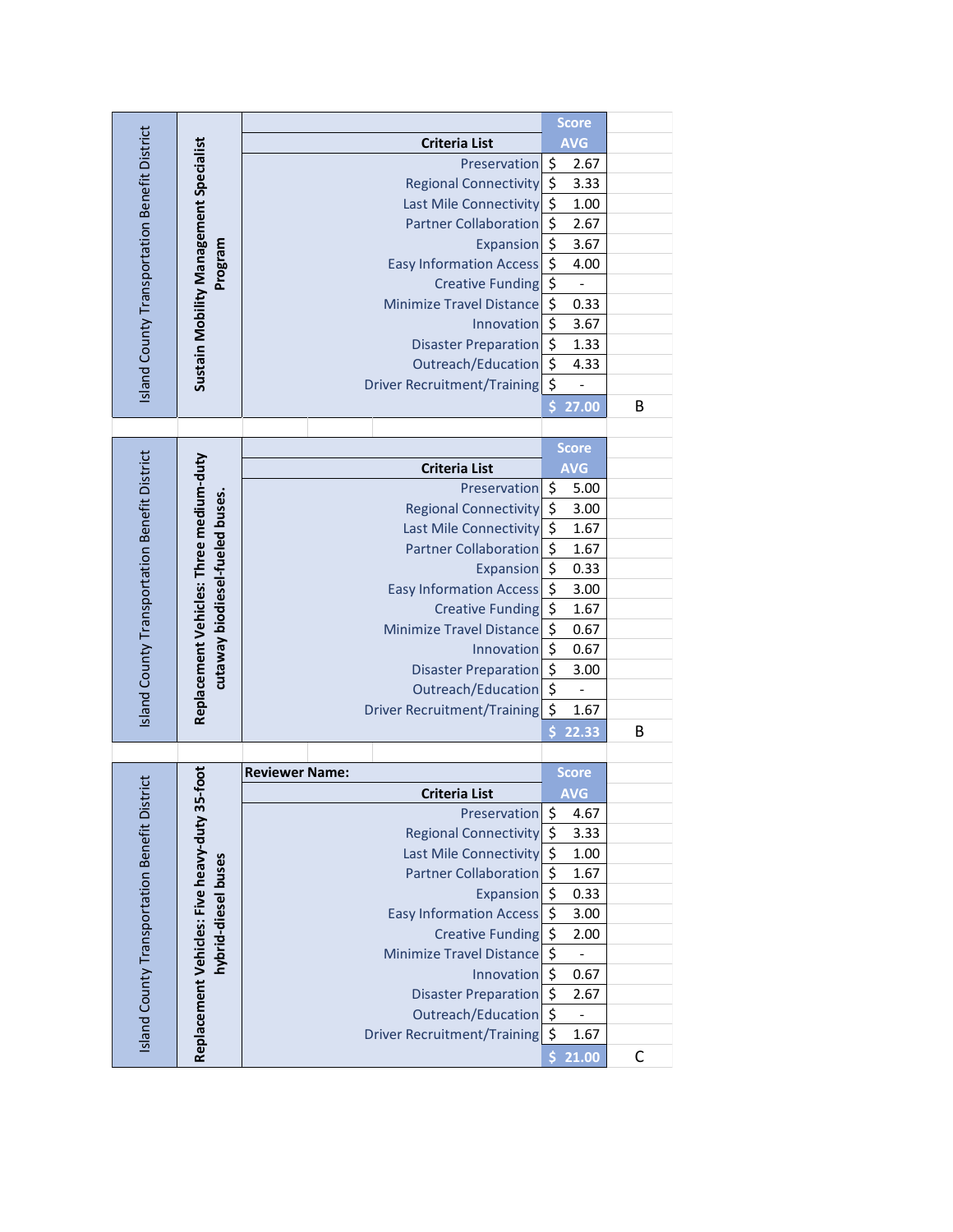| Island County Transportation Benefit District | Sustain Mobility Management Specialist Program | Criteria List | Score AVG | |
|---|---|---|---|---|
| | | Preservation | $ 2.67 | |
| | | Regional Connectivity | $ 3.33 | |
| | | Last Mile Connectivity | $ 1.00 | |
| | | Partner Collaboration | $ 2.67 | |
| | | Expansion | $ 3.67 | |
| | | Easy Information Access | $ 4.00 | |
| | | Creative Funding | $ - | |
| | | Minimize Travel Distance | $ 0.33 | |
| | | Innovation | $ 3.67 | |
| | | Disaster Preparation | $ 1.33 | |
| | | Outreach/Education | $ 4.33 | |
| | | Driver Recruitment/Training | $ - | |
| | | | **$ 27.00** | B |

| Island County Transportation Benefit District | Replacement Vehicles: Three medium-duty cutaway biodiesel-fueled buses. | Criteria List | Score AVG | |
|---|---|---|---|---|
| | | Preservation | $ 5.00 | |
| | | Regional Connectivity | $ 3.00 | |
| | | Last Mile Connectivity | $ 1.67 | |
| | | Partner Collaboration | $ 1.67 | |
| | | Expansion | $ 0.33 | |
| | | Easy Information Access | $ 3.00 | |
| | | Creative Funding | $ 1.67 | |
| | | Minimize Travel Distance | $ 0.67 | |
| | | Innovation | $ 0.67 | |
| | | Disaster Preparation | $ 3.00 | |
| | | Outreach/Education | $ - | |
| | | Driver Recruitment/Training | $ 1.67 | |
| | | | **$ 22.33** | B |

| Island County Transportation Benefit District | Replacement Vehicles: Five heavy-duty 35-foot hybrid-diesel buses | **Reviewer Name:** Criteria List | Score AVG | |
|---|---|---|---|---|
| | | Preservation | $ 4.67 | |
| | | Regional Connectivity | $ 3.33 | |
| | | Last Mile Connectivity | $ 1.00 | |
| | | Partner Collaboration | $ 1.67 | |
| | | Expansion | $ 0.33 | |
| | | Easy Information Access | $ 3.00 | |
| | | Creative Funding | $ 2.00 | |
| | | Minimize Travel Distance | $ - | |
| | | Innovation | $ 0.67 | |
| | | Disaster Preparation | $ 2.67 | |
| | | Outreach/Education | $ - | |
| | | Driver Recruitment/Training | $ 1.67 | |
| | | | **$ 21.00** | C |